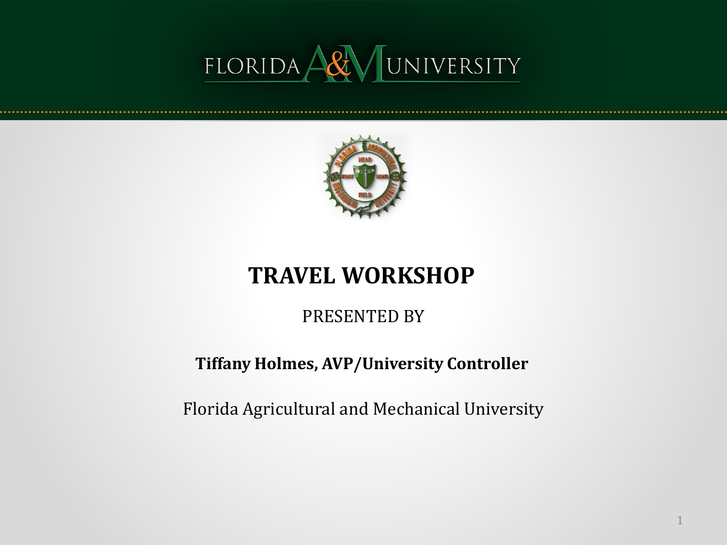FLORIDA A&M UNIVERSITY

# TRAVEL WORKSHOP

PRESENTED BY

**Tiffany Holmes, AVP/University Controller**

Florida Agricultural and Mechanical University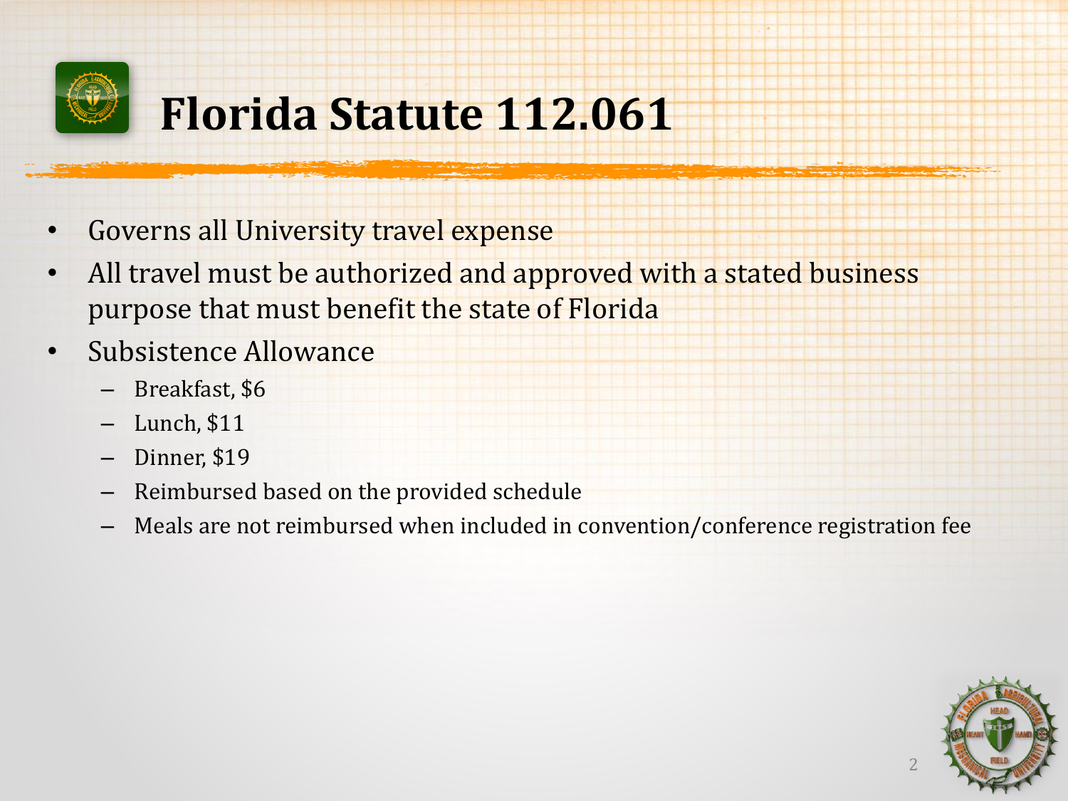# Florida Statute 112.061

- Governs all University travel expense
- All travel must be authorized and approved with a stated business purpose that must benefit the state of Florida
- Subsistence Allowance
  - Breakfast, $6
  - Lunch, $11
  - Dinner, $19
  - Reimbursed based on the provided schedule
  - Meals are not reimbursed when included in convention/conference registration fee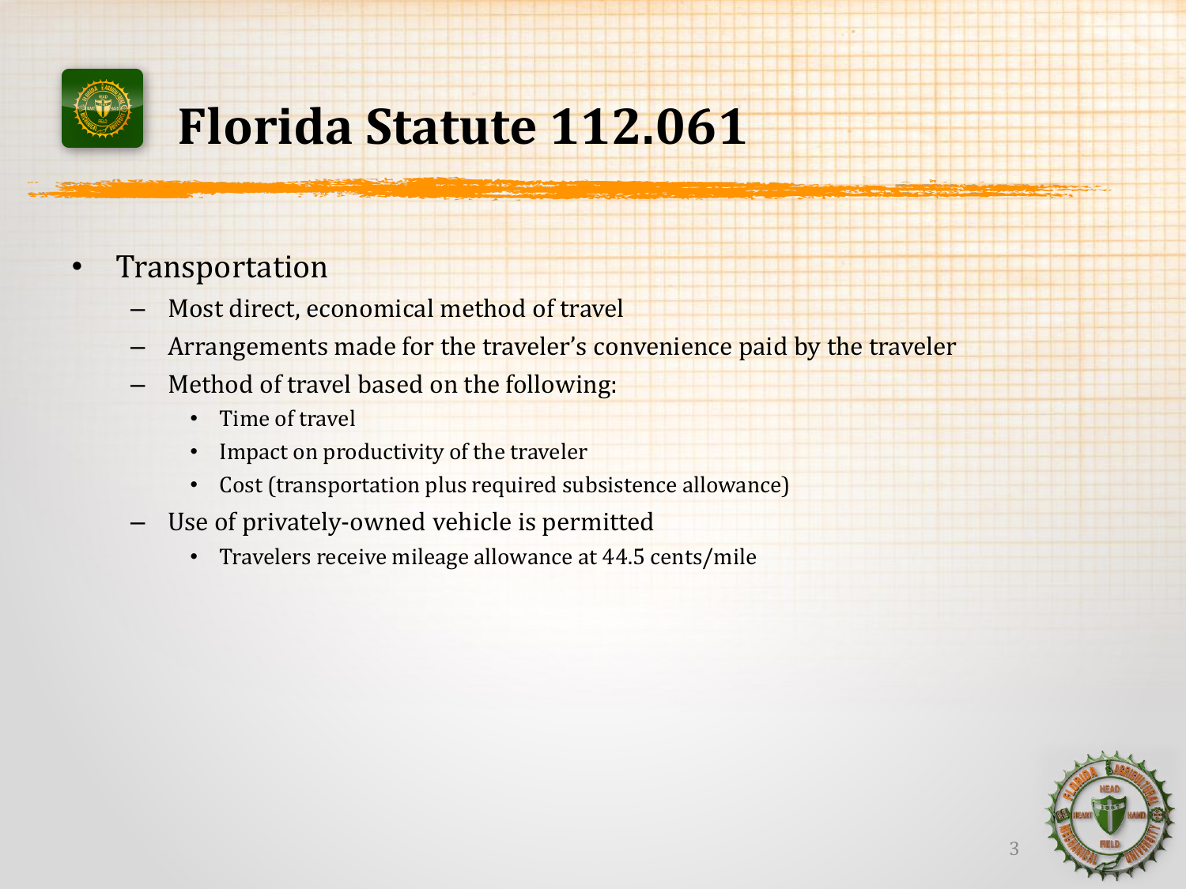# Florida Statute 112.061

- Transportation
  - Most direct, economical method of travel
  - Arrangements made for the traveler's convenience paid by the traveler
  - Method of travel based on the following:
    - Time of travel
    - Impact on productivity of the traveler
    - Cost (transportation plus required subsistence allowance)
  - Use of privately-owned vehicle is permitted
    - Travelers receive mileage allowance at 44.5 cents/mile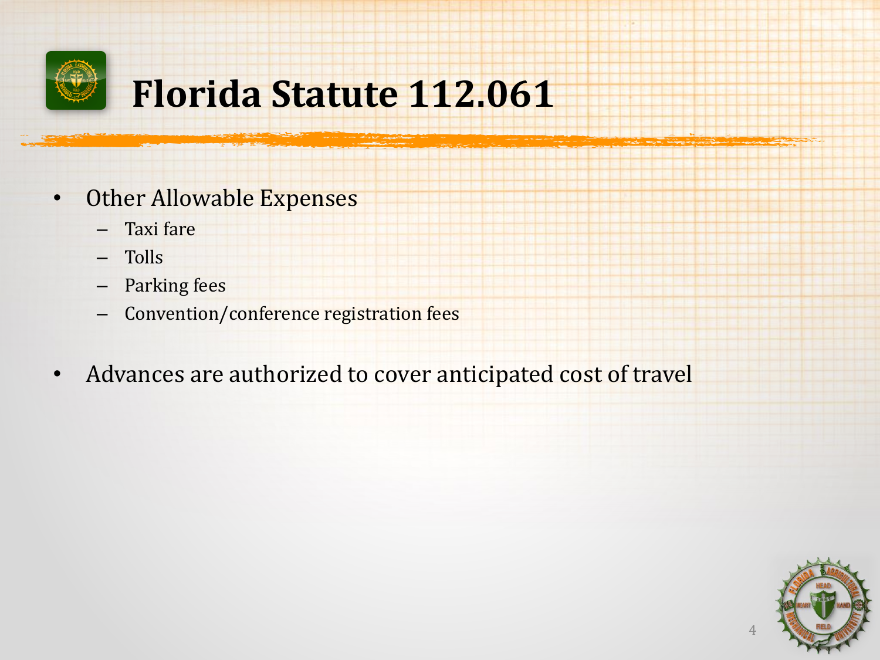# Florida Statute 112.061

- Other Allowable Expenses
  - Taxi fare
  - Tolls
  - Parking fees
  - Convention/conference registration fees

- Advances are authorized to cover anticipated cost of travel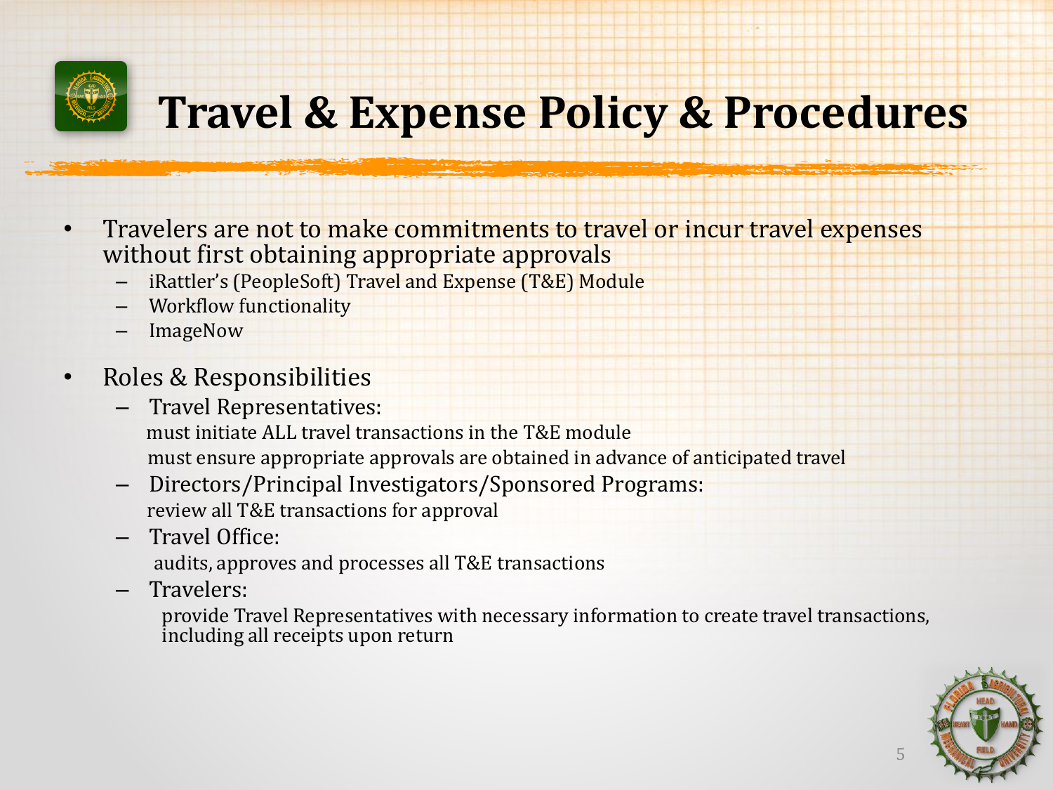# Travel & Expense Policy & Procedures

- Travelers are not to make commitments to travel or incur travel expenses without first obtaining appropriate approvals
  - iRattler's (PeopleSoft) Travel and Expense (T&E) Module
  - Workflow functionality
  - ImageNow
- Roles & Responsibilities
  - Travel Representatives:
    must initiate ALL travel transactions in the T&E module
    must ensure appropriate approvals are obtained in advance of anticipated travel
  - Directors/Principal Investigators/Sponsored Programs:
    review all T&E transactions for approval
  - Travel Office:
    audits, approves and processes all T&E transactions
  - Travelers:
    provide Travel Representatives with necessary information to create travel transactions, including all receipts upon return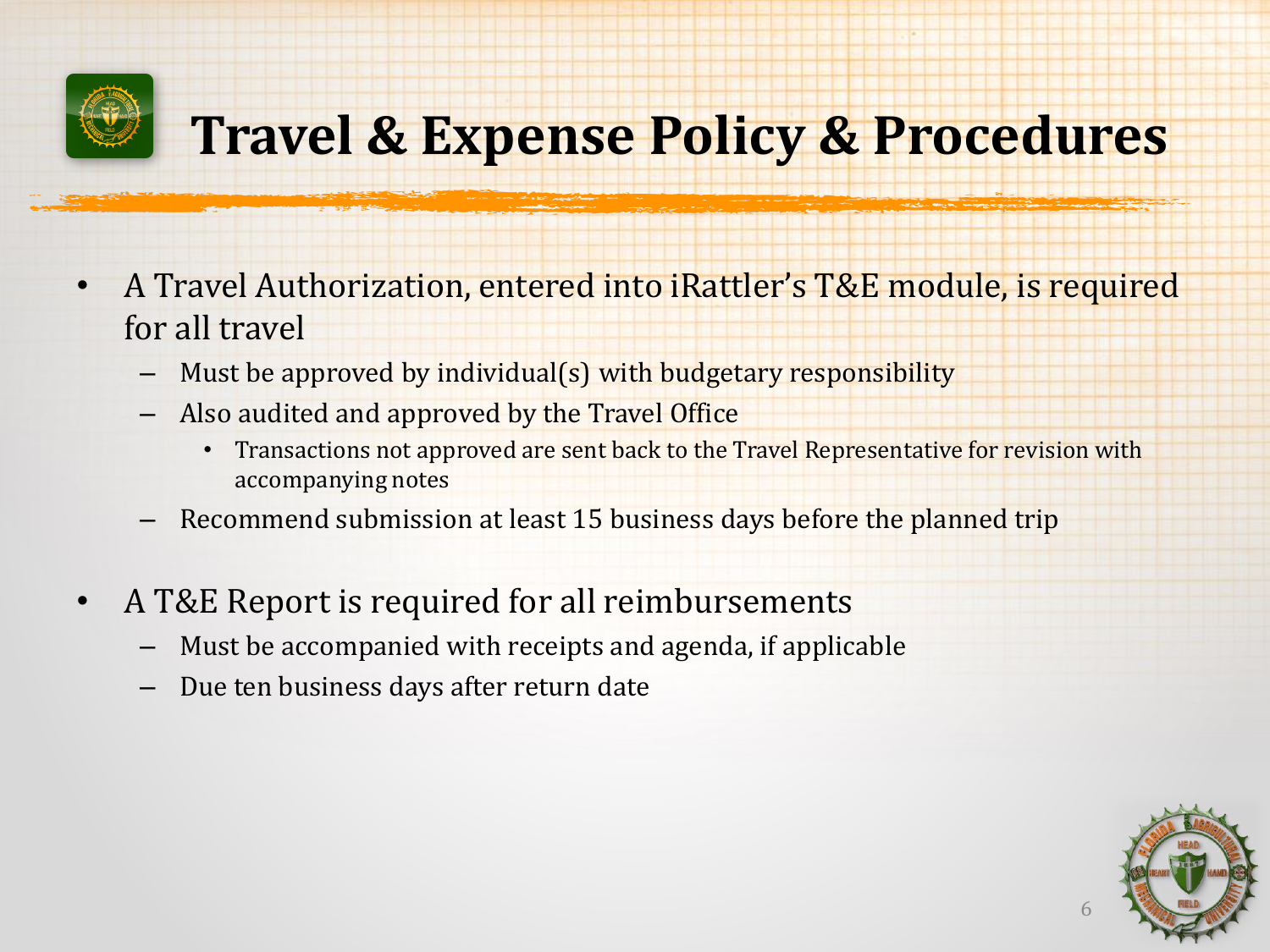# Travel & Expense Policy & Procedures

- A Travel Authorization, entered into iRattler's T&E module, is required for all travel
  - Must be approved by individual(s) with budgetary responsibility
  - Also audited and approved by the Travel Office
    - Transactions not approved are sent back to the Travel Representative for revision with accompanying notes
  - Recommend submission at least 15 business days before the planned trip

- A T&E Report is required for all reimbursements
  - Must be accompanied with receipts and agenda, if applicable
  - Due ten business days after return date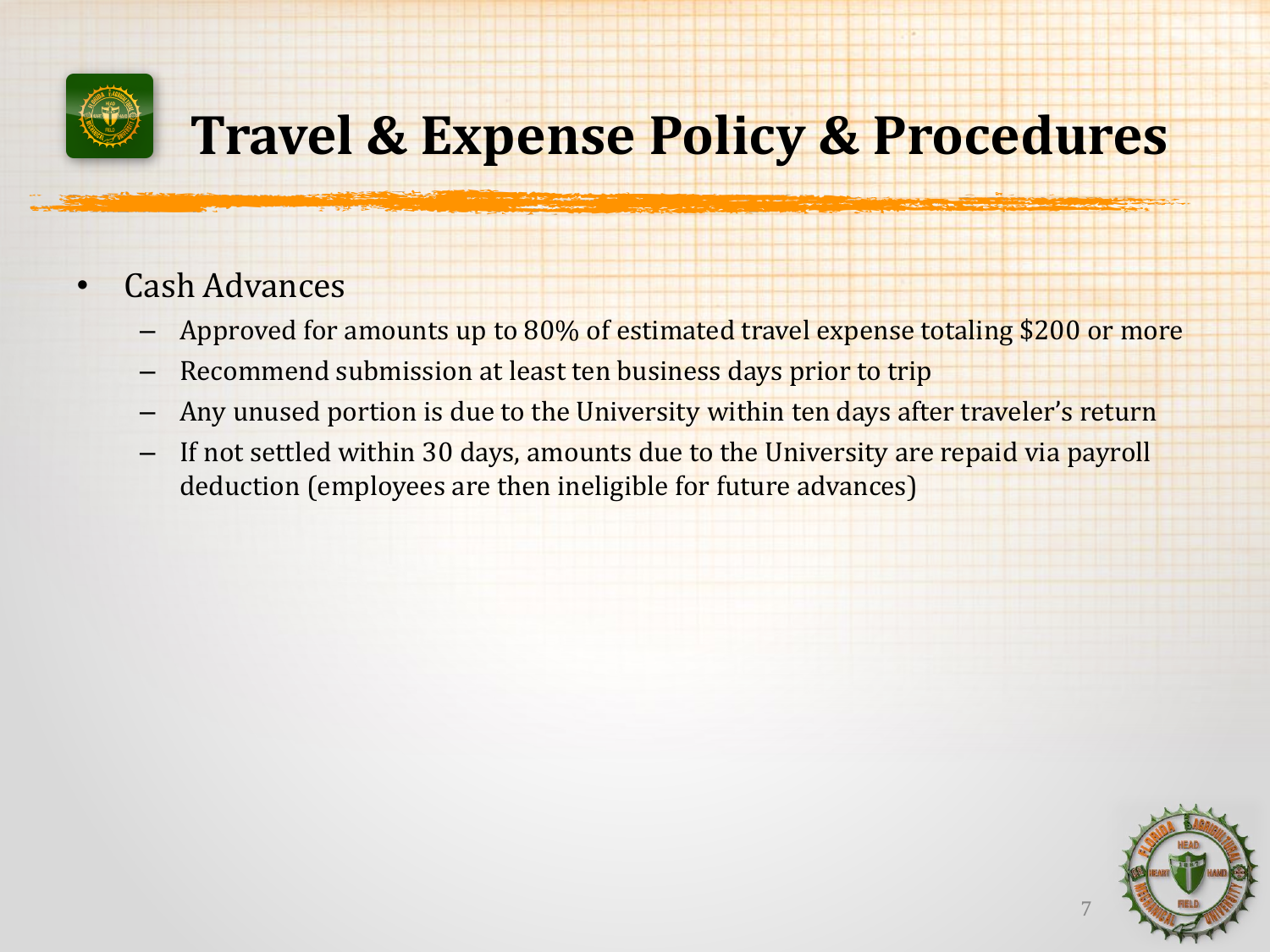# Travel & Expense Policy & Procedures

- Cash Advances
  - Approved for amounts up to 80% of estimated travel expense totaling $200 or more
  - Recommend submission at least ten business days prior to trip
  - Any unused portion is due to the University within ten days after traveler's return
  - If not settled within 30 days, amounts due to the University are repaid via payroll deduction (employees are then ineligible for future advances)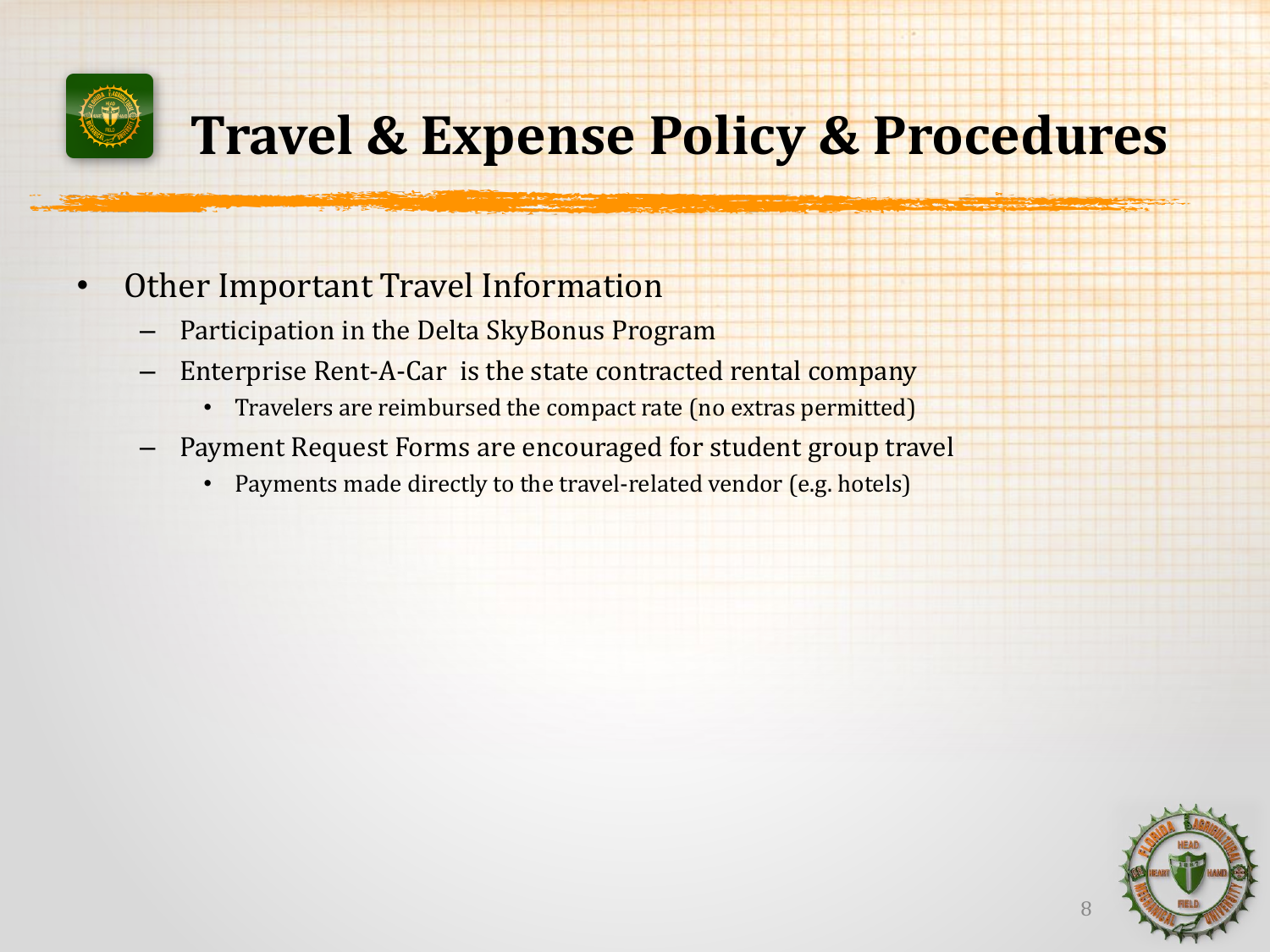# Travel & Expense Policy & Procedures

- Other Important Travel Information
  - Participation in the Delta SkyBonus Program
  - Enterprise Rent-A-Car is the state contracted rental company
    - Travelers are reimbursed the compact rate (no extras permitted)
  - Payment Request Forms are encouraged for student group travel
    - Payments made directly to the travel-related vendor (e.g. hotels)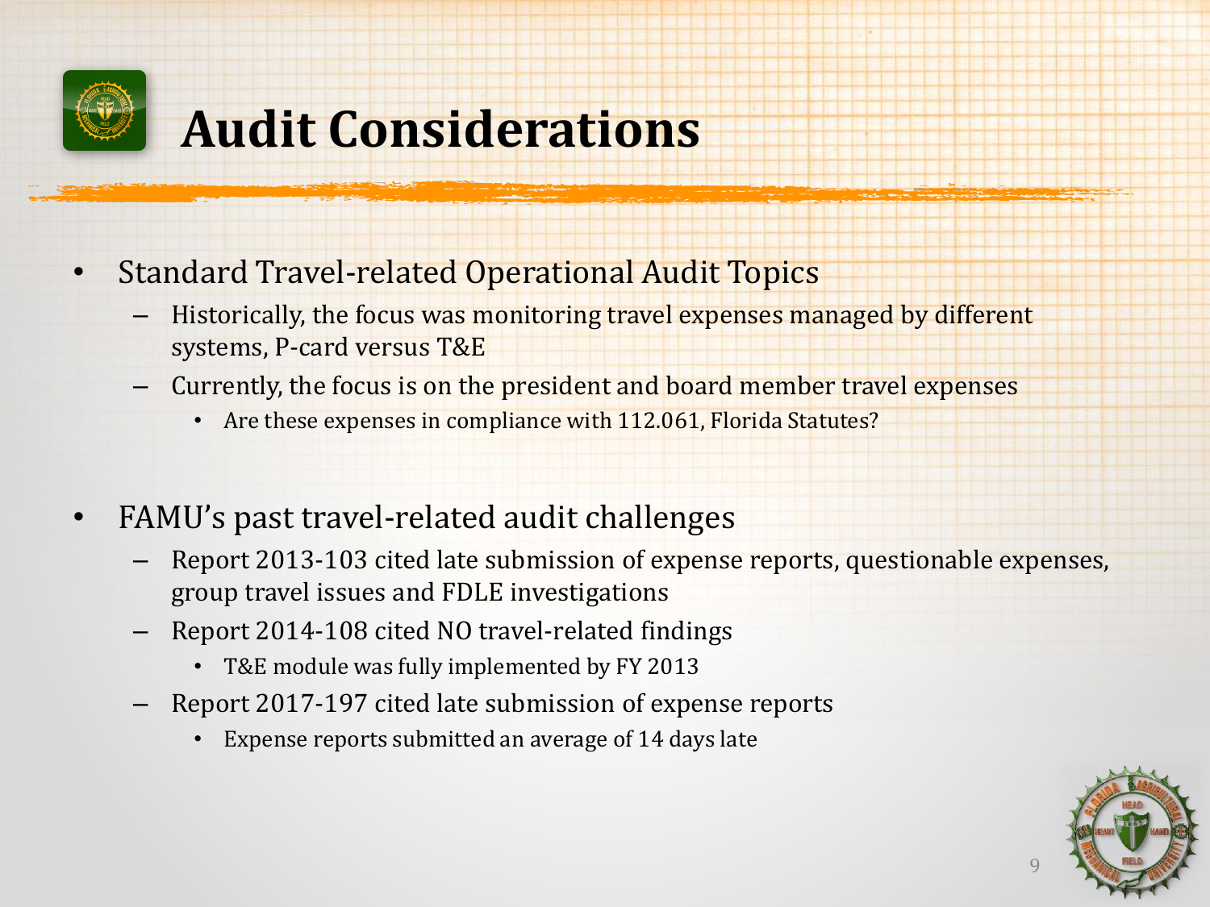# Audit Considerations

- Standard Travel-related Operational Audit Topics
  - Historically, the focus was monitoring travel expenses managed by different systems, P-card versus T&E
  - Currently, the focus is on the president and board member travel expenses
    - Are these expenses in compliance with 112.061, Florida Statutes?

- FAMU's past travel-related audit challenges
  - Report 2013-103 cited late submission of expense reports, questionable expenses, group travel issues and FDLE investigations
  - Report 2014-108 cited NO travel-related findings
    - T&E module was fully implemented by FY 2013
  - Report 2017-197 cited late submission of expense reports
    - Expense reports submitted an average of 14 days late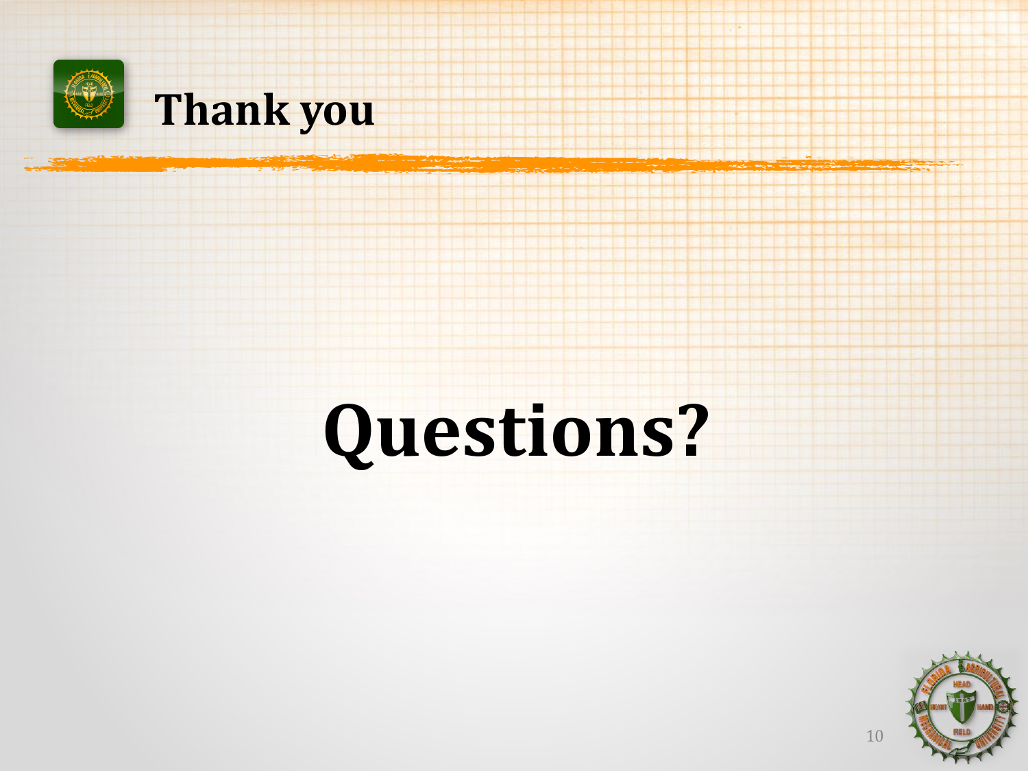# Thank you

# Questions?